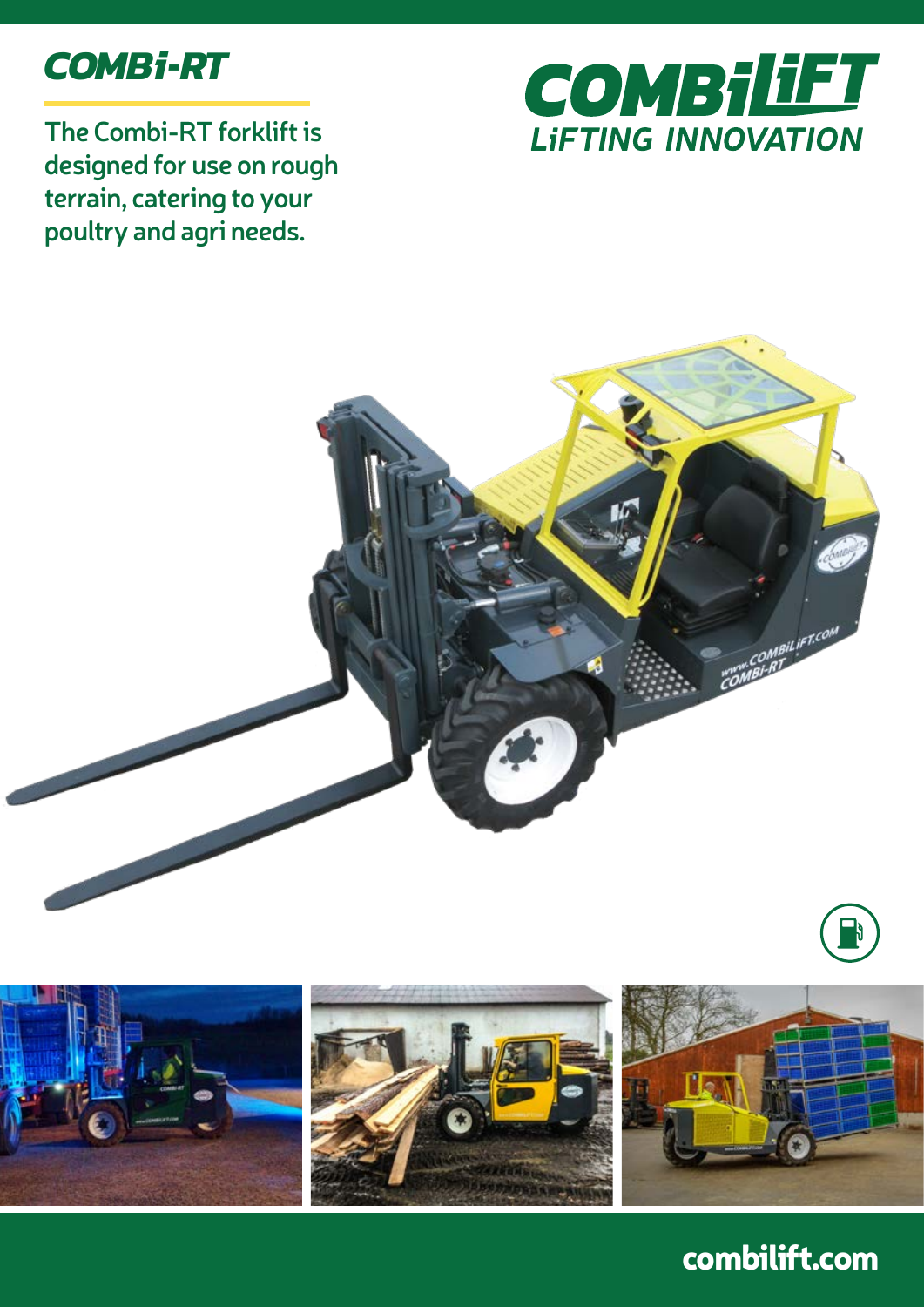# COMBi-RT

The Combi-RT forklift is designed for use on rough terrain, catering to your poultry and agri needs.

COMBiLiFT
LiFTING INNOVATION

combilift.com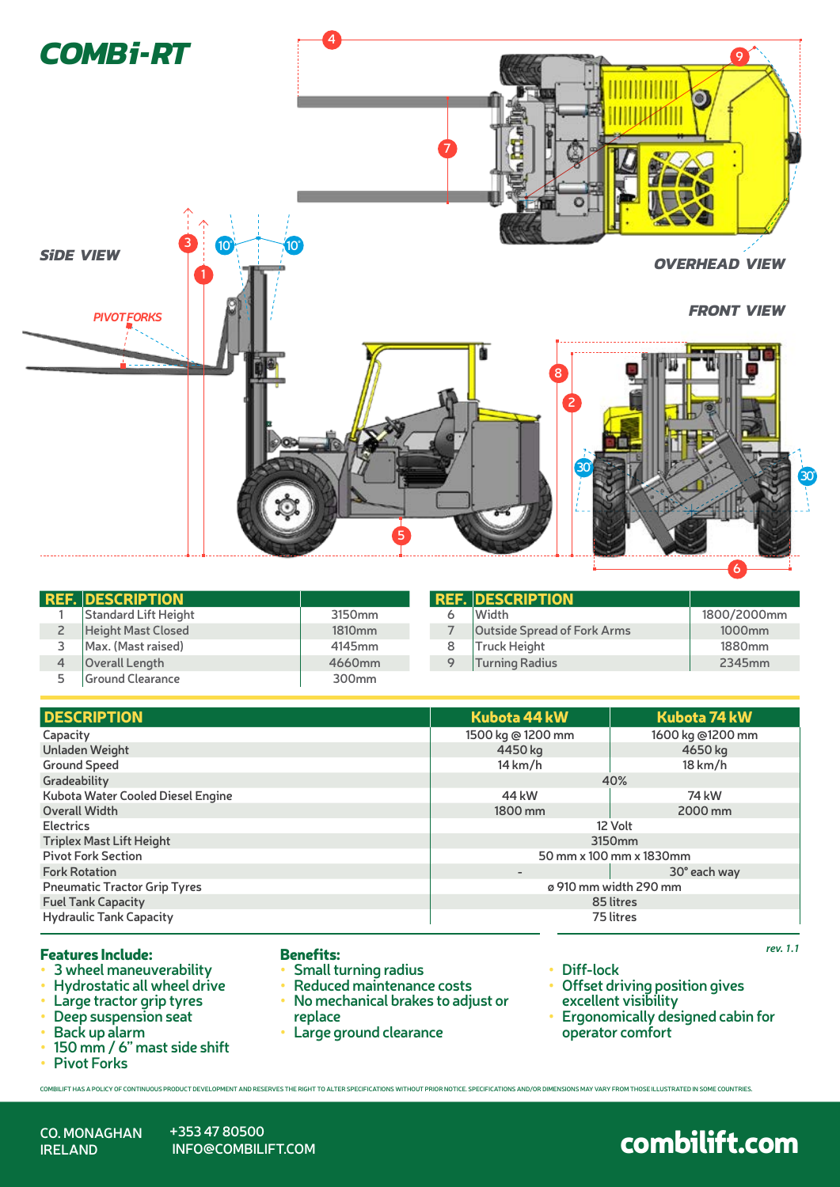# COMBi-RT

SiDE VIEW

PIVOT FORKS

OVERHEAD VIEW

FRONT VIEW

| REF. | DESCRIPTION | |
|---|---|---|
| 1 | Standard Lift Height | 3150mm |
| 2 | Height Mast Closed | 1810mm |
| 3 | Max. (Mast raised) | 4145mm |
| 4 | Overall Length | 4660mm |
| 5 | Ground Clearance | 300mm |

| REF. | DESCRIPTION | |
|---|---|---|
| 6 | Width | 1800/2000mm |
| 7 | Outside Spread of Fork Arms | 1000mm |
| 8 | Truck Height | 1880mm |
| 9 | Turning Radius | 2345mm |

| DESCRIPTION | Kubota 44 kW | Kubota 74 kW |
|---|---|---|
| Capacity | 1500 kg @ 1200 mm | 1600 kg @1200 mm |
| Unladen Weight | 4450 kg | 4650 kg |
| Ground Speed | 14 km/h | 18 km/h |
| Gradeability | 40% | |
| Kubota Water Cooled Diesel Engine | 44 kW | 74 kW |
| Overall Width | 1800 mm | 2000 mm |
| Electrics | 12 Volt | |
| Triplex Mast Lift Height | 3150mm | |
| Pivot Fork Section | 50 mm x 100 mm x 1830mm | |
| Fork Rotation | - | 30° each way |
| Pneumatic Tractor Grip Tyres | ø 910 mm width 290 mm | |
| Fuel Tank Capacity | 85 litres | |
| Hydraulic Tank Capacity | 75 litres | |

rev. 1.1

**Features Include:**

- 3 wheel maneuverability
- Hydrostatic all wheel drive
- Large tractor grip tyres
- Deep suspension seat
- Back up alarm
- 150 mm / 6" mast side shift
- Pivot Forks

**Benefits:**

- Small turning radius
- Reduced maintenance costs
- No mechanical brakes to adjust or replace
- Large ground clearance
- Diff-lock
- Offset driving position gives excellent visibility
- Ergonomically designed cabin for operator comfort

COMBILIFT HAS A POLICY OF CONTINUOUS PRODUCT DEVELOPMENT AND RESERVES THE RIGHT TO ALTER SPECIFICATIONS WITHOUT PRIOR NOTICE. SPECIFICATIONS AND/OR DIMENSIONS MAY VARY FROM THOSE ILLUSTRATED IN SOME COUNTRIES.

CO. MONAGHAN
IRELAND

+353 47 80500
INFO@COMBILIFT.COM

combilift.com